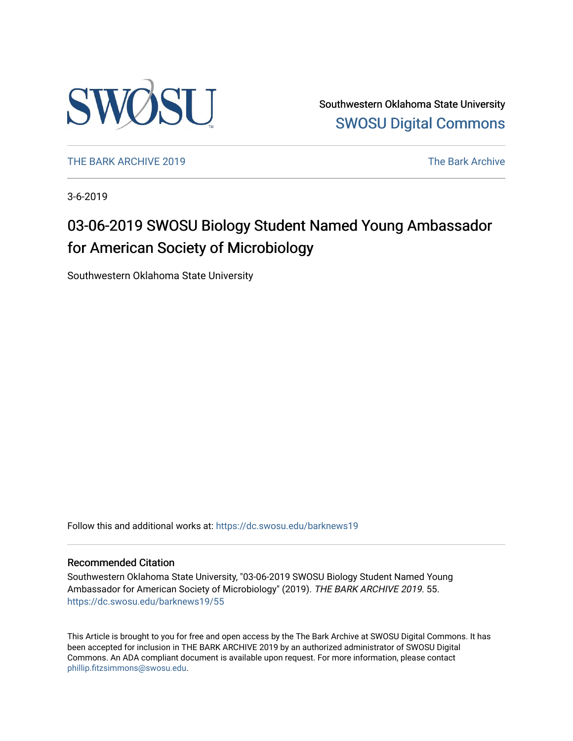Southwestern Oklahoma State University
SWOSU Digital Commons

THE BARK ARCHIVE 2019 | The Bark Archive

3-6-2019

# 03-06-2019 SWOSU Biology Student Named Young Ambassador for American Society of Microbiology

Southwestern Oklahoma State University

Follow this and additional works at: https://dc.swosu.edu/barknews19

## Recommended Citation

Southwestern Oklahoma State University, "03-06-2019 SWOSU Biology Student Named Young Ambassador for American Society of Microbiology" (2019). *THE BARK ARCHIVE 2019*. 55.
https://dc.swosu.edu/barknews19/55

This Article is brought to you for free and open access by the The Bark Archive at SWOSU Digital Commons. It has been accepted for inclusion in THE BARK ARCHIVE 2019 by an authorized administrator of SWOSU Digital Commons. An ADA compliant document is available upon request. For more information, please contact phillip.fitzsimmons@swosu.edu.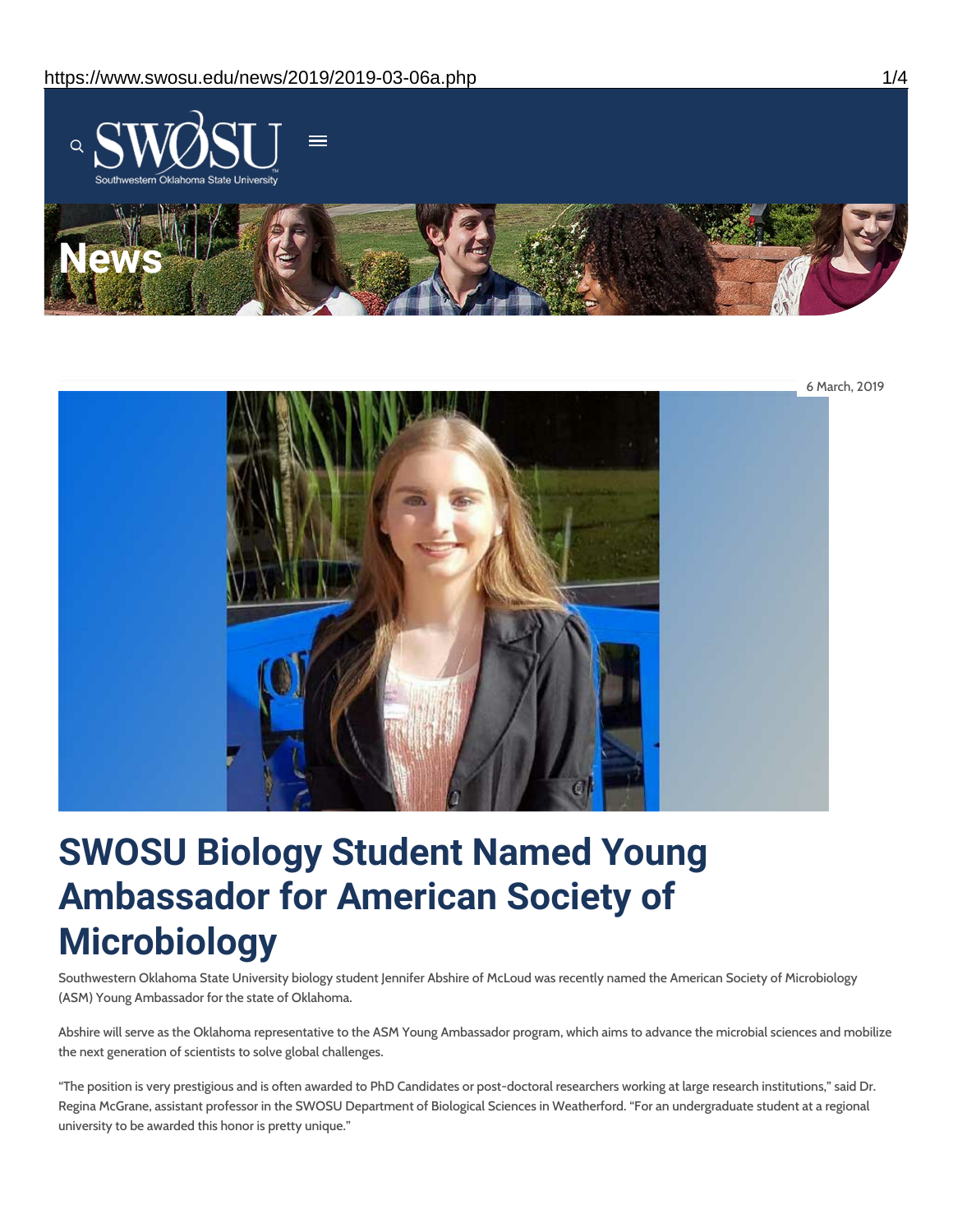6 March, 2019

# SWOSU Biology Student Named Young Ambassador for American Society of Microbiology

Southwestern Oklahoma State University biology student Jennifer Abshire of McLoud was recently named the American Society of Microbiology (ASM) Young Ambassador for the state of Oklahoma.

Abshire will serve as the Oklahoma representative to the ASM Young Ambassador program, which aims to advance the microbial sciences and mobilize the next generation of scientists to solve global challenges.

"The position is very prestigious and is often awarded to PhD Candidates or post-doctoral researchers working at large research institutions," said Dr. Regina McGrane, assistant professor in the SWOSU Department of Biological Sciences in Weatherford. "For an undergraduate student at a regional university to be awarded this honor is pretty unique."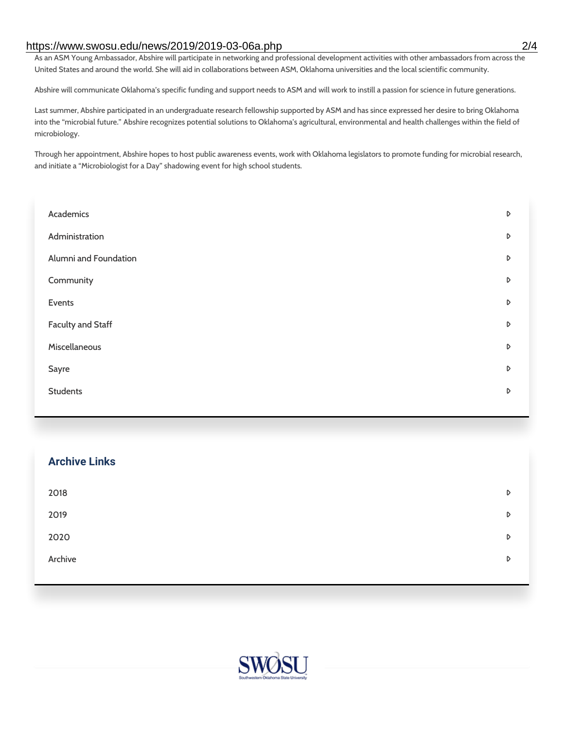As an ASM Young Ambassador, Abshire will participate in networking and professional development activities with other ambassadors from across the United States and around the world. She will aid in collaborations between ASM, Oklahoma universities and the local scientific community.

Abshire will communicate Oklahoma's specific funding and support needs to ASM and will work to instill a passion for science in future generations.

Last summer, Abshire participated in an undergraduate research fellowship supported by ASM and has since expressed her desire to bring Oklahoma into the "microbial future." Abshire recognizes potential solutions to Oklahoma's agricultural, environmental and health challenges within the field of microbiology.

Through her appointment, Abshire hopes to host public awareness events, work with Oklahoma legislators to promote funding for microbial research, and initiate a "Microbiologist for a Day" shadowing event for high school students.

- Academics
- Administration
- Alumni and Foundation
- Community
- Events
- Faculty and Staff
- Miscellaneous
- Sayre
- Students

## Archive Links

- 2018
- 2019
- 2020
- Archive

SWOSU
Southwestern Oklahoma State University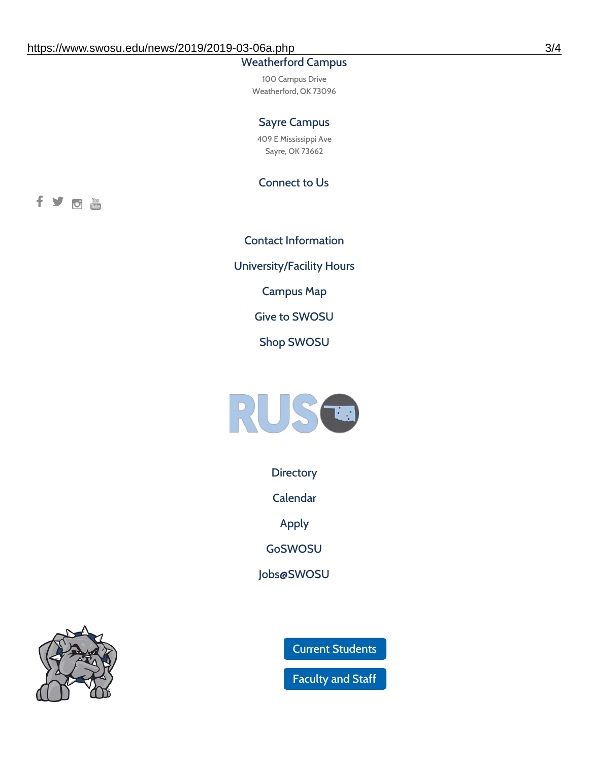Weatherford Campus

100 Campus Drive
Weatherford, OK 73096

Sayre Campus

409 E Mississippi Ave
Sayre, OK 73662

Connect to Us

Contact Information

University/Facility Hours

Campus Map

Give to SWOSU

Shop SWOSU

Directory

Calendar

Apply

GoSWOSU

Jobs@SWOSU

Current Students

Faculty and Staff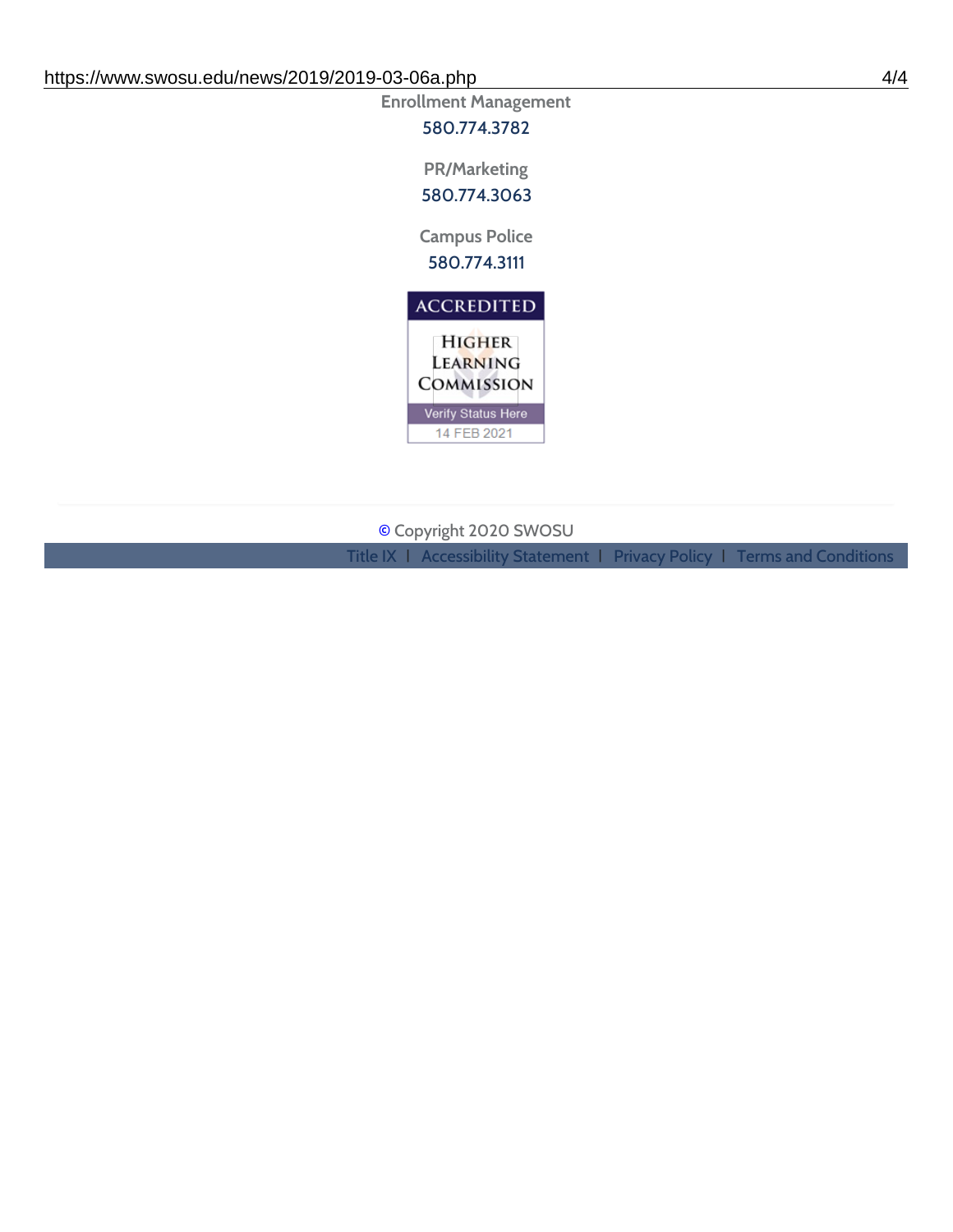Enrollment Management

580.774.3782

PR/Marketing

580.774.3063

Campus Police

580.774.3111

ACCREDITED

HIGHER LEARNING COMMISSION

Verify Status Here

14 FEB 2021

© Copyright 2020 SWOSU

Title IX | Accessibility Statement | Privacy Policy | Terms and Conditions